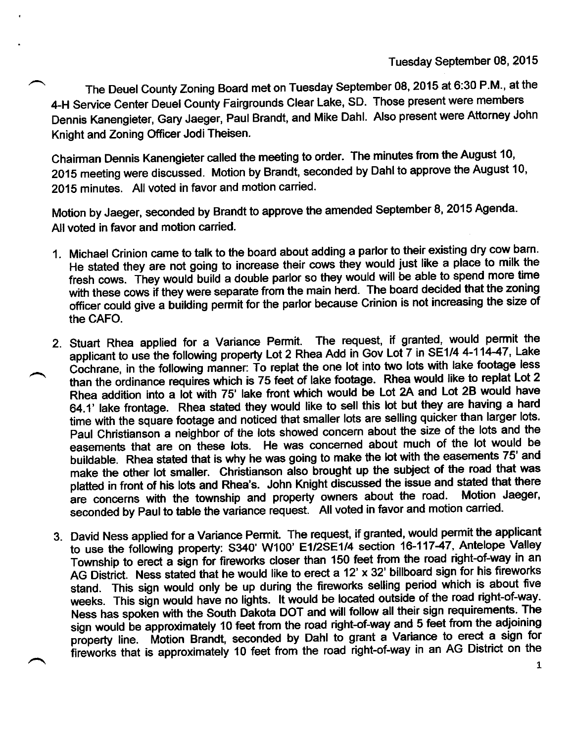Tuesday September 08, 2015

The Deuel County Zoning Board met on Tuesday September 08, 2015 at 6:30 P.M., at the 4-H Service Center Deuel County Fairgrounds Clear Lake, SD. Those present were members Dennis Kanengieter, Gary Jaeger, Paul Brandt, and Mike Dahl. Also present were Attorney John Knight and Zoning Officer Jodi Theisen.

Chairman Dennis Kanengieter called the meeting to order. The minutes from the August 10, 2015 meeting were discussed. Motion by Brandt, seconded by Dahl to approve the August 10, 2015 minutes. All voted in favor and motion carried.

Motion by Jaeger, seconded by Brandt to approve the amended September 8, 2015 Agenda. All voted in favor and motion carried.

1. Michael Crinion came to talk to the board about adding a parlor to their existing dry cow barn. He stated they are not going to increase their cows they would just like a place to milk the fresh cows. They would build a double parlor so they would will be able to spend more time with these cows if they were separate from the main herd. The board decided that the zoning officer could give a building permit for the parlor because Crinion is not increasing the size of the CAFO.

2. Stuart Rhea applied for a Variance Permit. The request, if granted, would permit the applicant to use the following property Lot 2 Rhea Add in Gov Lot 7 in SE1/4 4-114-47, Lake Cochrane, in the following manner: To replat the one lot into two lots with lake footage less than the ordinance requires which is 75 feet of lake footage. Rhea would like to replat Lot 2 Rhea addition into a lot with 75' lake front which would be Lot 2A and Lot 2B would have 64.1' lake frontage. Rhea stated they would like to sell this lot but they are having a hard time with the square footage and noticed that smaller lots are selling quicker than larger lots. Paul Christianson a neighbor of the lots showed concern about the size of the lots and the easements that are on these lots. He was concerned about much of the lot would be buildable. Rhea stated that is why he was going to make the lot with the easements 75' and make the other lot smaller. Christianson also brought up the subject of the road that was platted in front of his lots and Rhea's. John Knight discussed the issue and stated that there are concerns with the township and property owners about the road. Motion Jaeger, seconded by Paul to table the variance request. All voted in favor and motion carried.

3. David Ness applied for a Variance Permit. The request, if granted, would permit the applicant to use the following property: S340' W100' E1/2SE1/4 section 16-117-47, Antelope Valley Township to erect a sign for fireworks closer than 150 feet from the road right-of-way in an AG District. Ness stated that he would like to erect a 12' x 32' billboard sign for his fireworks stand. This sign would only be up during the fireworks selling period which is about five weeks. This sign would have no lights. It would be located outside of the road right-of-way. Ness has spoken with the South Dakota DOT and will follow all their sign requirements. The sign would be approximately 10 feet from the road right-of-way and 5 feet from the adjoining property line. Motion Brandt, seconded by Dahl to grant a Variance to erect a sign for fireworks that is approximately 10 feet from the road right-of-way in an AG District on the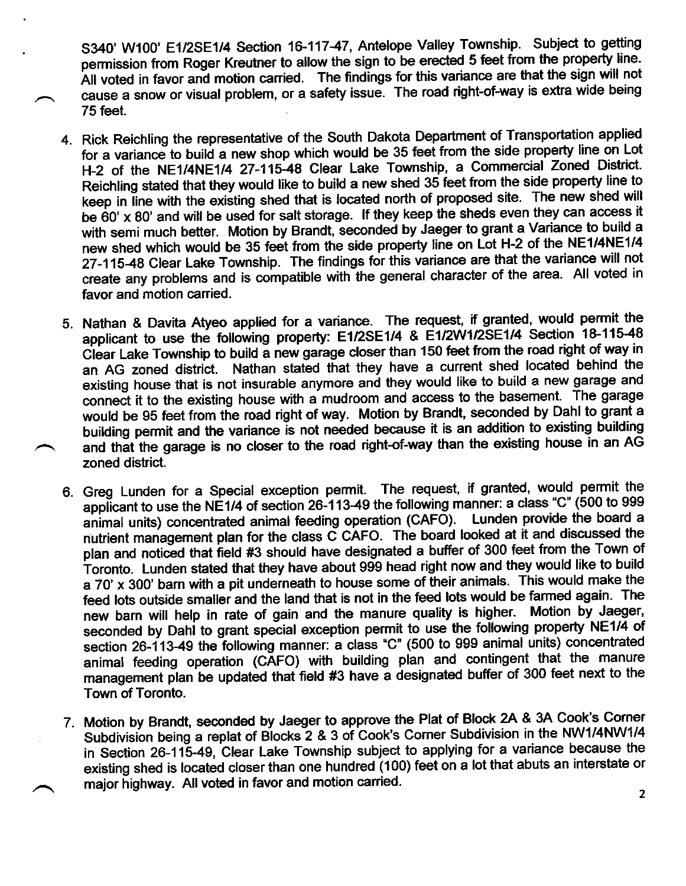S340' W100' E1/2SE1/4 Section 16-117-47, Antelope Valley Township. Subject to getting permission from Roger Kreutner to allow the sign to be erected 5 feet from the property line. All voted in favor and motion carried. The findings for this variance are that the sign will not cause a snow or visual problem, or a safety issue. The road right-of-way is extra wide being 75 feet.

4. Rick Reichling the representative of the South Dakota Department of Transportation applied for a variance to build a new shop which would be 35 feet from the side property line on Lot H-2 of the NE1/4NE1/4 27-115-48 Clear Lake Township, a Commercial Zoned District. Reichling stated that they would like to build a new shed 35 feet from the side property line to keep in line with the existing shed that is located north of proposed site. The new shed will be 60' x 80' and will be used for salt storage. If they keep the sheds even they can access it with semi much better. Motion by Brandt, seconded by Jaeger to grant a Variance to build a new shed which would be 35 feet from the side property line on Lot H-2 of the NE1/4NE1/4 27-115-48 Clear Lake Township. The findings for this variance are that the variance will not create any problems and is compatible with the general character of the area. All voted in favor and motion carried.

5. Nathan & Davita Atyeo applied for a variance. The request, if granted, would permit the applicant to use the following property: E1/2SE1/4 & E1/2W1/2SE1/4 Section 18-115-48 Clear Lake Township to build a new garage closer than 150 feet from the road right of way in an AG zoned district. Nathan stated that they have a current shed located behind the existing house that is not insurable anymore and they would like to build a new garage and connect it to the existing house with a mudroom and access to the basement. The garage would be 95 feet from the road right of way. Motion by Brandt, seconded by Dahl to grant a building permit and the variance is not needed because it is an addition to existing building and that the garage is no closer to the road right-of-way than the existing house in an AG zoned district.

6. Greg Lunden for a Special exception permit. The request, if granted, would permit the applicant to use the NE1/4 of section 26-113-49 the following manner: a class "C" (500 to 999 animal units) concentrated animal feeding operation (CAFO). Lunden provide the board a nutrient management plan for the class C CAFO. The board looked at it and discussed the plan and noticed that field #3 should have designated a buffer of 300 feet from the Town of Toronto. Lunden stated that they have about 999 head right now and they would like to build a 70' x 300' barn with a pit underneath to house some of their animals. This would make the feed lots outside smaller and the land that is not in the feed lots would be farmed again. The new barn will help in rate of gain and the manure quality is higher. Motion by Jaeger, seconded by Dahl to grant special exception permit to use the following property NE1/4 of section 26-113-49 the following manner: a class "C" (500 to 999 animal units) concentrated animal feeding operation (CAFO) with building plan and contingent that the manure management plan be updated that field #3 have a designated buffer of 300 feet next to the Town of Toronto.

7. Motion by Brandt, seconded by Jaeger to approve the Plat of Block 2A & 3A Cook's Corner Subdivision being a replat of Blocks 2 & 3 of Cook's Corner Subdivision in the NW1/4NW1/4 in Section 26-115-49, Clear Lake Township subject to applying for a variance because the existing shed is located closer than one hundred (100) feet on a lot that abuts an interstate or major highway. All voted in favor and motion carried.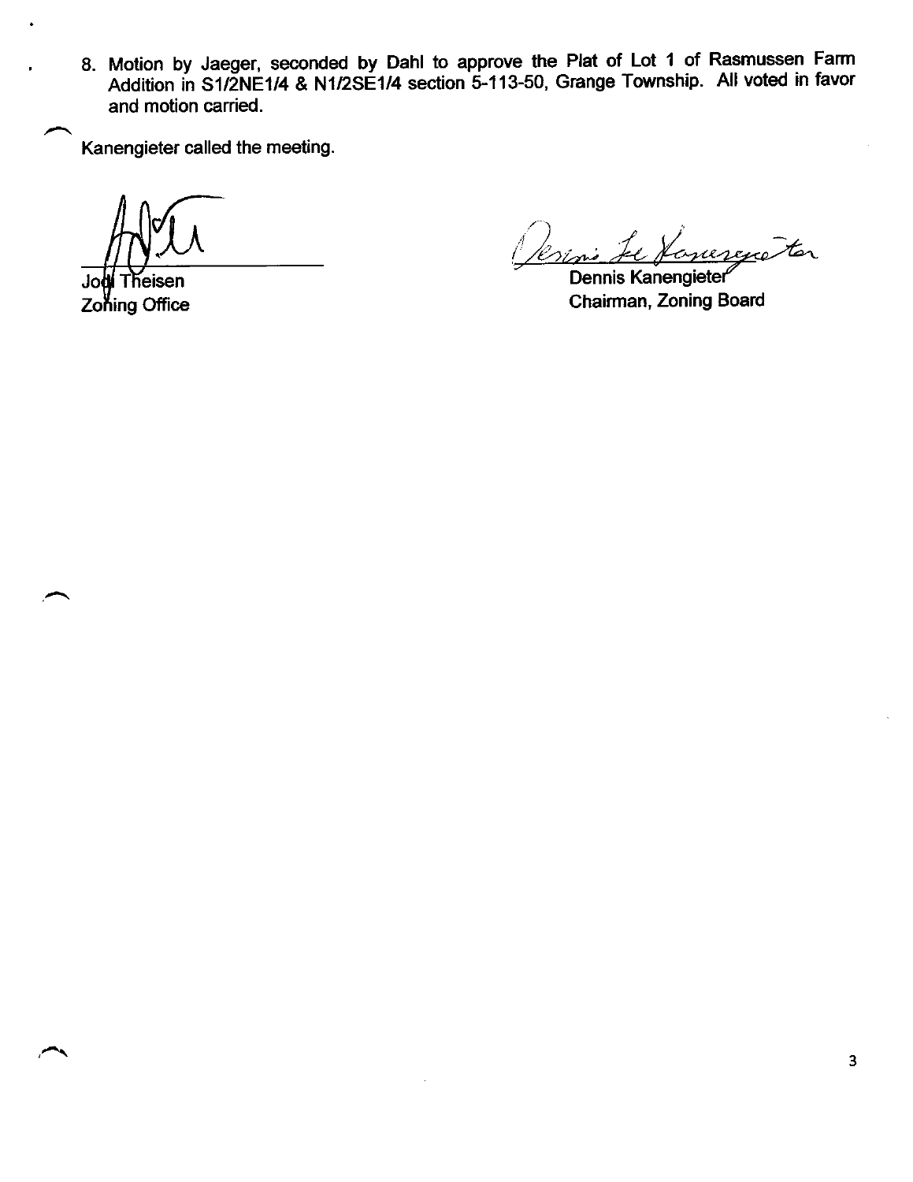8. Motion by Jaeger, seconded by Dahl to approve the Plat of Lot 1 of Rasmussen Farm Addition in S1/2NE1/4 & N1/2SE1/4 section 5-113-50, Grange Township. All voted in favor and motion carried.

Kanengieter called the meeting.

Jodi Theisen
Zoning Office

Dennis Kanengieter
Chairman, Zoning Board